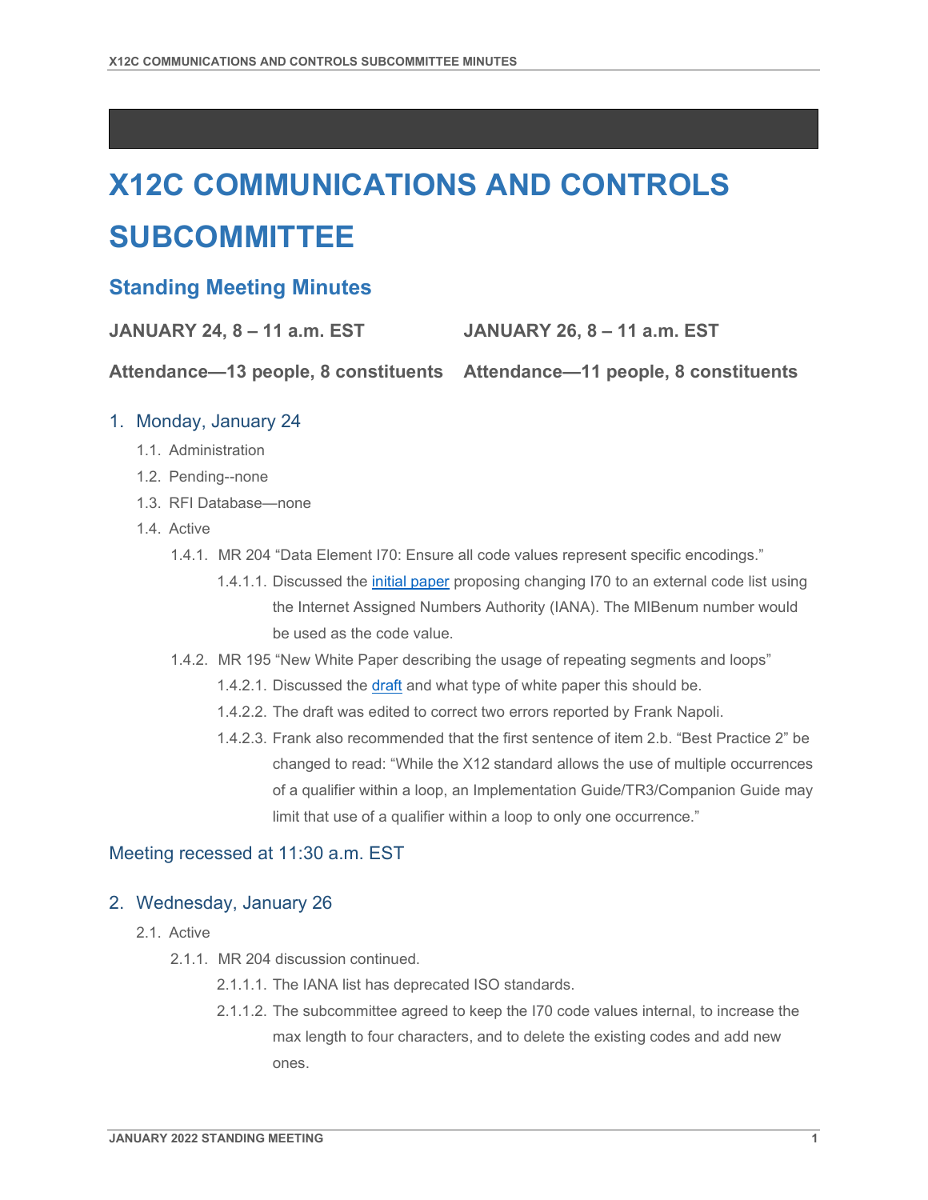# X12C COMMUNICATIONS AND CONTROLS SUBCOMMITTEE

## Standing Meeting Minutes

**JANUARY 24, 8 – 11 a.m. EST**

**Attendance—13 people, 8 constituents**

**JANUARY 26, 8 – 11 a.m. EST**

**Attendance—11 people, 8 constituents**

### 1. Monday, January 24

- 1.1. Administration
- 1.2. Pending--none
- 1.3. RFI Database—none
- 1.4. Active
  - 1.4.1. MR 204 "Data Element I70: Ensure all code values represent specific encodings."
    - 1.4.1.1. Discussed the initial paper proposing changing I70 to an external code list using the Internet Assigned Numbers Authority (IANA). The MIBenum number would be used as the code value.
  - 1.4.2. MR 195 "New White Paper describing the usage of repeating segments and loops"
    - 1.4.2.1. Discussed the draft and what type of white paper this should be.
    - 1.4.2.2. The draft was edited to correct two errors reported by Frank Napoli.
    - 1.4.2.3. Frank also recommended that the first sentence of item 2.b. "Best Practice 2" be changed to read: "While the X12 standard allows the use of multiple occurrences of a qualifier within a loop, an Implementation Guide/TR3/Companion Guide may limit that use of a qualifier within a loop to only one occurrence."

### Meeting recessed at 11:30 a.m. EST

### 2. Wednesday, January 26

- 2.1. Active
  - 2.1.1. MR 204 discussion continued.
    - 2.1.1.1. The IANA list has deprecated ISO standards.
    - 2.1.1.2. The subcommittee agreed to keep the I70 code values internal, to increase the max length to four characters, and to delete the existing codes and add new ones.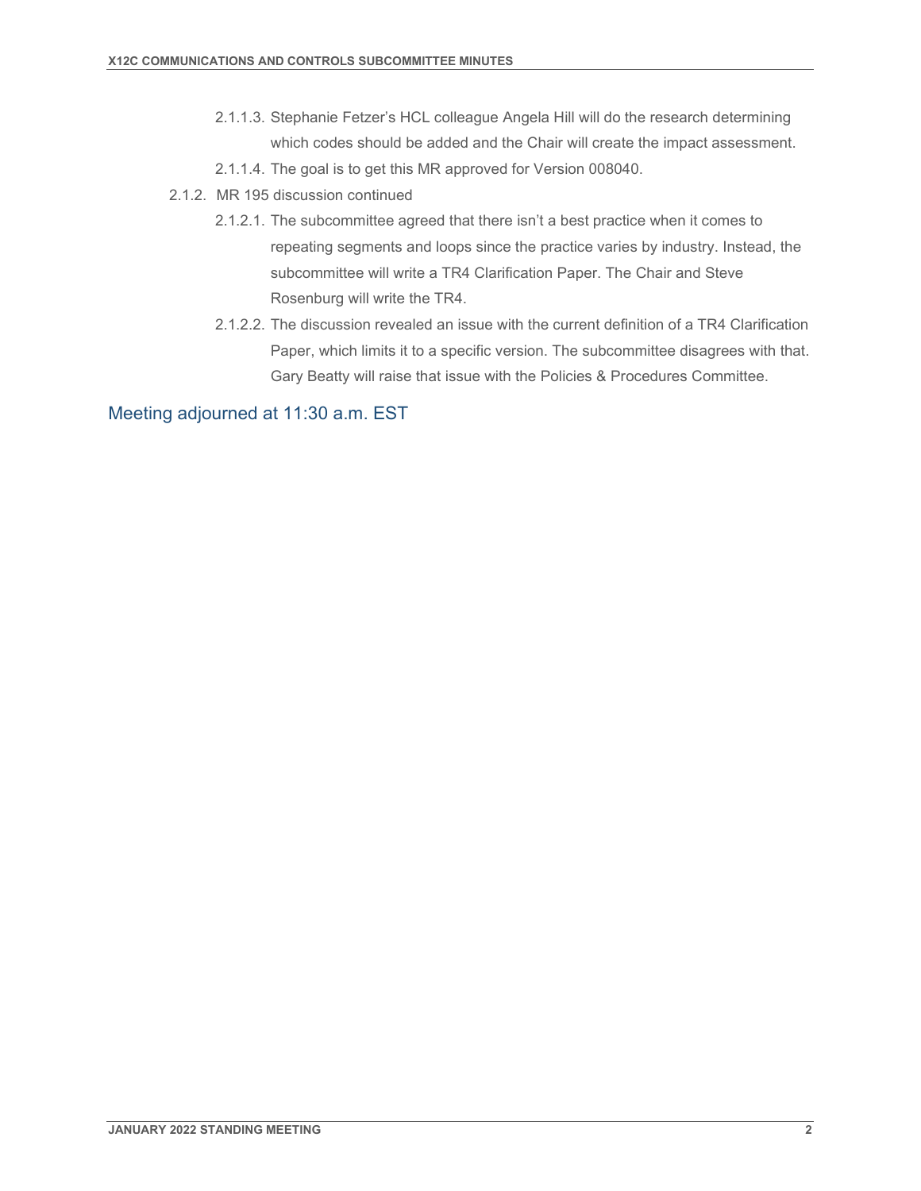- 2.1.1.3. Stephanie Fetzer's HCL colleague Angela Hill will do the research determining which codes should be added and the Chair will create the impact assessment.
- 2.1.1.4. The goal is to get this MR approved for Version 008040.

2.1.2. MR 195 discussion continued

- 2.1.2.1. The subcommittee agreed that there isn't a best practice when it comes to repeating segments and loops since the practice varies by industry. Instead, the subcommittee will write a TR4 Clarification Paper. The Chair and Steve Rosenburg will write the TR4.
- 2.1.2.2. The discussion revealed an issue with the current definition of a TR4 Clarification Paper, which limits it to a specific version. The subcommittee disagrees with that. Gary Beatty will raise that issue with the Policies & Procedures Committee.

## Meeting adjourned at 11:30 a.m. EST